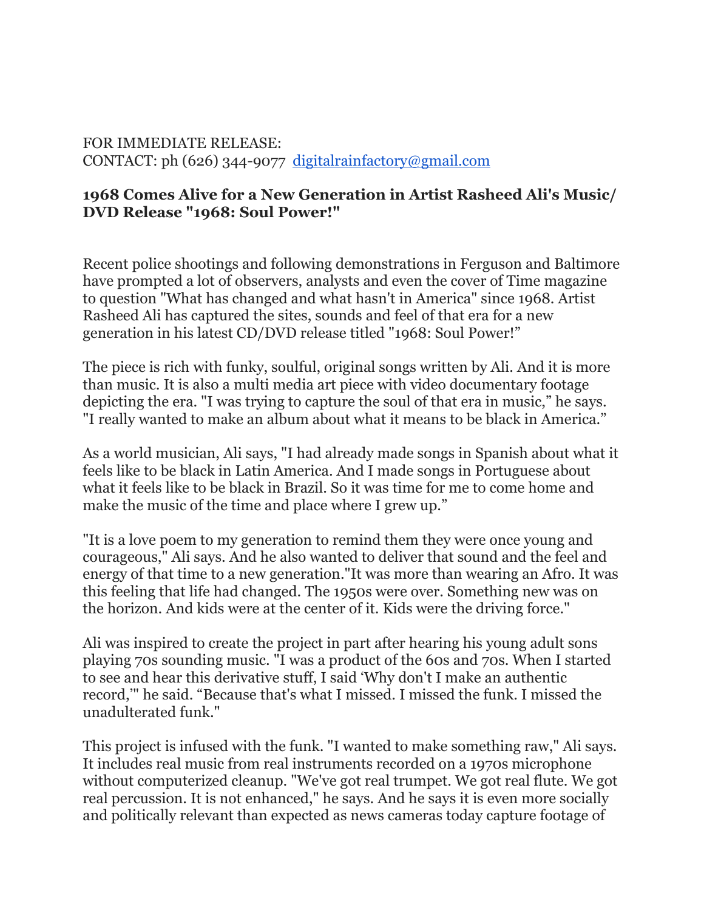FOR IMMEDIATE RELEASE:
CONTACT: ph (626) 344-9077 [digitalrainfactory@gmail.com](mailto:digitalrainfactory@gmail.com)

**1968 Comes Alive for a New Generation in Artist Rasheed Ali's Music/ DVD Release "1968: Soul Power!"**

Recent police shootings and following demonstrations in Ferguson and Baltimore have prompted a lot of observers, analysts and even the cover of Time magazine to question "What has changed and what hasn't in America" since 1968. Artist Rasheed Ali has captured the sites, sounds and feel of that era for a new generation in his latest CD/DVD release titled "1968: Soul Power!"

The piece is rich with funky, soulful, original songs written by Ali. And it is more than music. It is also a multi media art piece with video documentary footage depicting the era. "I was trying to capture the soul of that era in music," he says. "I really wanted to make an album about what it means to be black in America."

As a world musician, Ali says, "I had already made songs in Spanish about what it feels like to be black in Latin America. And I made songs in Portuguese about what it feels like to be black in Brazil. So it was time for me to come home and make the music of the time and place where I grew up."

"It is a love poem to my generation to remind them they were once young and courageous," Ali says. And he also wanted to deliver that sound and the feel and energy of that time to a new generation."It was more than wearing an Afro. It was this feeling that life had changed. The 1950s were over. Something new was on the horizon. And kids were at the center of it. Kids were the driving force."

Ali was inspired to create the project in part after hearing his young adult sons playing 70s sounding music. "I was a product of the 60s and 70s. When I started to see and hear this derivative stuff, I said 'Why don't I make an authentic record,'" he said. "Because that's what I missed. I missed the funk. I missed the unadulterated funk."

This project is infused with the funk. "I wanted to make something raw," Ali says. It includes real music from real instruments recorded on a 1970s microphone without computerized cleanup. "We've got real trumpet. We got real flute. We got real percussion. It is not enhanced," he says. And he says it is even more socially and politically relevant than expected as news cameras today capture footage of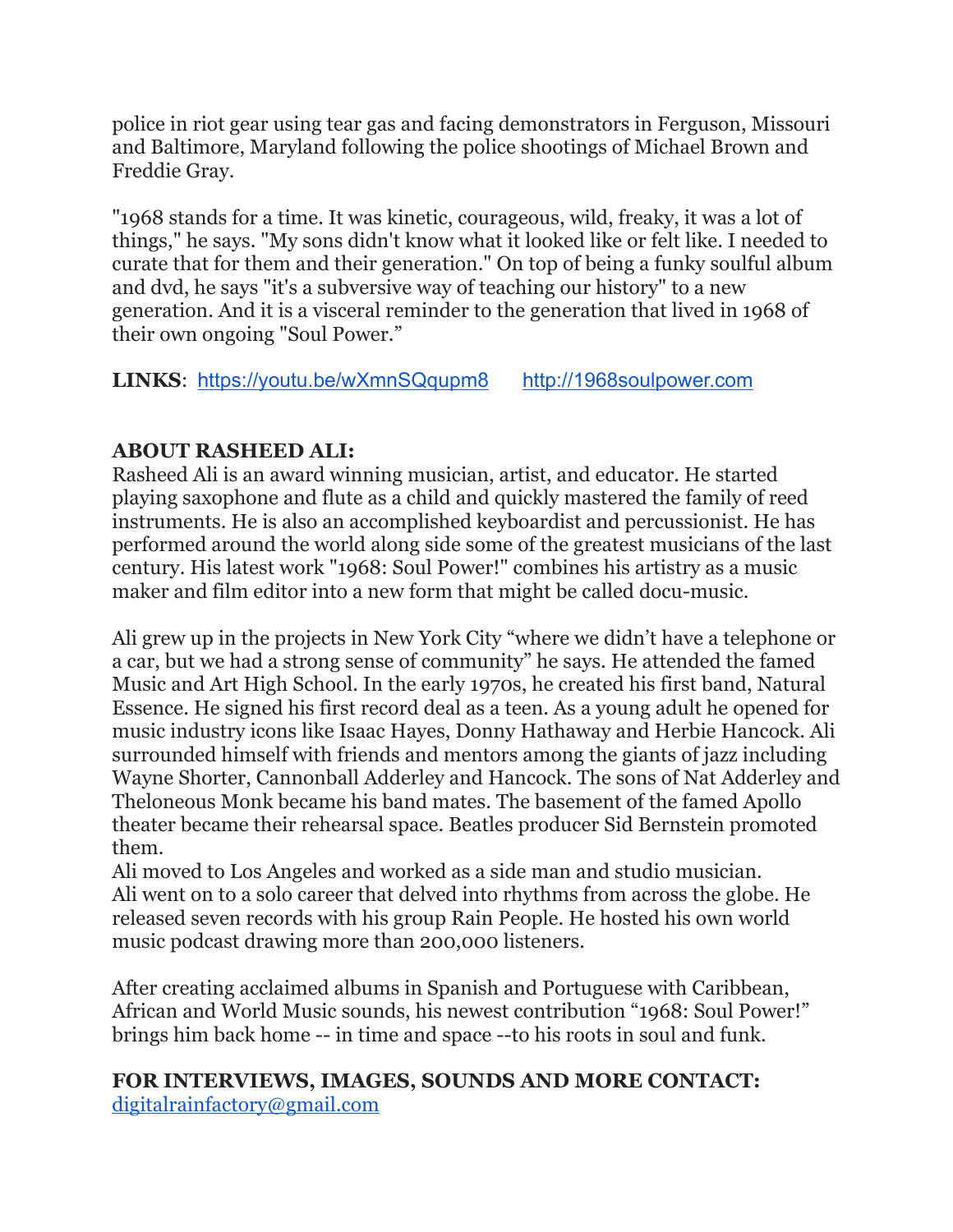police in riot gear using tear gas and facing demonstrators in Ferguson, Missouri and Baltimore, Maryland following the police shootings of Michael Brown and Freddie Gray.

"1968 stands for a time. It was kinetic, courageous, wild, freaky, it was a lot of things," he says. "My sons didn't know what it looked like or felt like. I needed to curate that for them and their generation." On top of being a funky soulful album and dvd, he says "it's a subversive way of teaching our history" to a new generation. And it is a visceral reminder to the generation that lived in 1968 of their own ongoing "Soul Power."

**LINKS**: [https://youtu.be/wXmnSQqupm8](https://youtu.be/wXmnSQqupm8) [http://1968soulpower.com](http://1968soulpower.com)

**ABOUT RASHEED ALI:**

Rasheed Ali is an award winning musician, artist, and educator. He started playing saxophone and flute as a child and quickly mastered the family of reed instruments. He is also an accomplished keyboardist and percussionist. He has performed around the world along side some of the greatest musicians of the last century. His latest work "1968: Soul Power!" combines his artistry as a music maker and film editor into a new form that might be called docu-music.

Ali grew up in the projects in New York City "where we didn't have a telephone or a car, but we had a strong sense of community" he says. He attended the famed Music and Art High School. In the early 1970s, he created his first band, Natural Essence. He signed his first record deal as a teen. As a young adult he opened for music industry icons like Isaac Hayes, Donny Hathaway and Herbie Hancock. Ali surrounded himself with friends and mentors among the giants of jazz including Wayne Shorter, Cannonball Adderley and Hancock. The sons of Nat Adderley and Theloneous Monk became his band mates. The basement of the famed Apollo theater became their rehearsal space. Beatles producer Sid Bernstein promoted them.

Ali moved to Los Angeles and worked as a side man and studio musician. Ali went on to a solo career that delved into rhythms from across the globe. He released seven records with his group Rain People. He hosted his own world music podcast drawing more than 200,000 listeners.

After creating acclaimed albums in Spanish and Portuguese with Caribbean, African and World Music sounds, his newest contribution "1968: Soul Power!" brings him back home -- in time and space --to his roots in soul and funk.

**FOR INTERVIEWS, IMAGES, SOUNDS AND MORE CONTACT:**
[digitalrainfactory@gmail.com](mailto:digitalrainfactory@gmail.com)